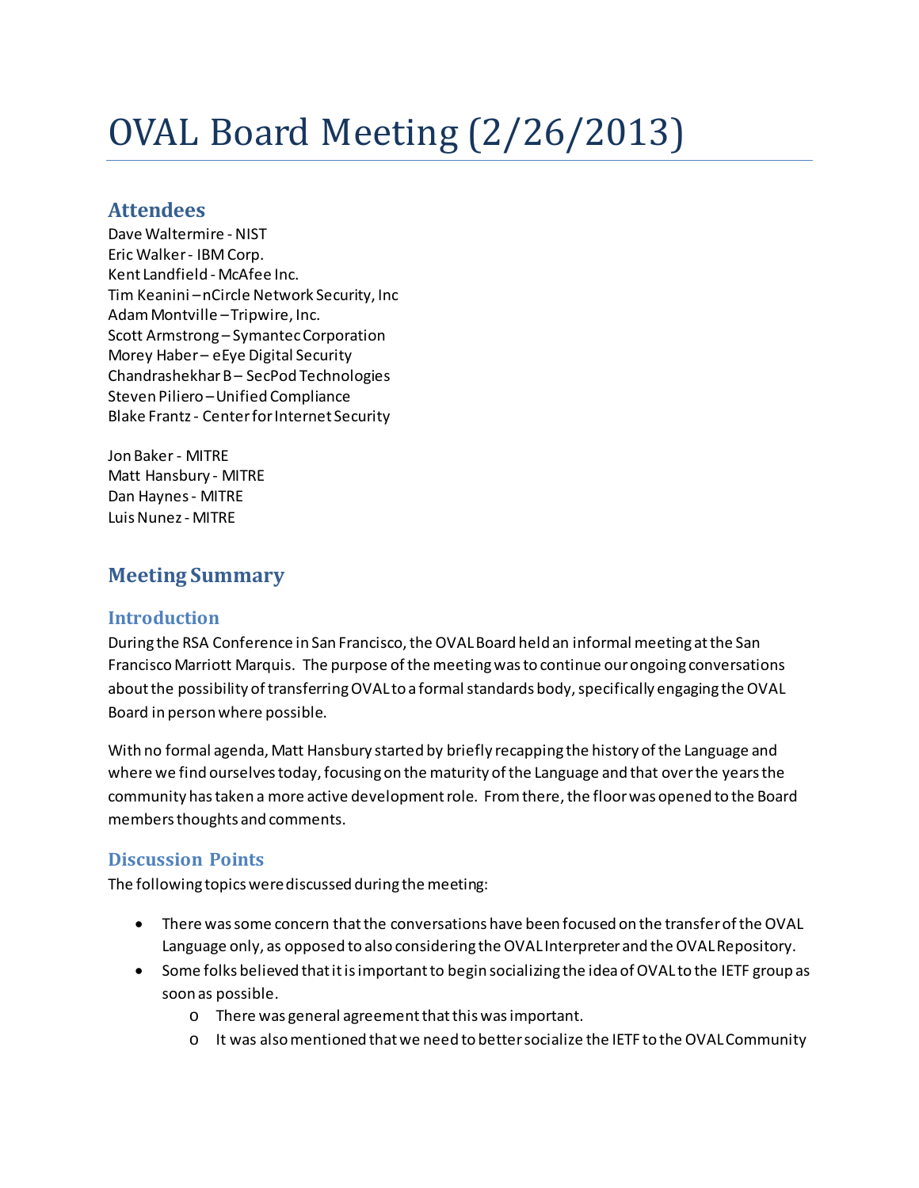# OVAL Board Meeting (2/26/2013)

## Attendees

Dave Waltermire - NIST
Eric Walker - IBM Corp.
Kent Landfield - McAfee Inc.
Tim Keanini – nCircle Network Security, Inc
Adam Montville – Tripwire, Inc.
Scott Armstrong – Symantec Corporation
Morey Haber – eEye Digital Security
Chandrashekhar B – SecPod Technologies
Steven Piliero – Unified Compliance
Blake Frantz - Center for Internet Security

Jon Baker - MITRE
Matt Hansbury - MITRE
Dan Haynes - MITRE
Luis Nunez - MITRE

## Meeting Summary

### Introduction

During the RSA Conference in San Francisco, the OVAL Board held an informal meeting at the San Francisco Marriott Marquis. The purpose of the meeting was to continue our ongoing conversations about the possibility of transferring OVAL to a formal standards body, specifically engaging the OVAL Board in person where possible.

With no formal agenda, Matt Hansbury started by briefly recapping the history of the Language and where we find ourselves today, focusing on the maturity of the Language and that over the years the community has taken a more active development role. From there, the floor was opened to the Board members thoughts and comments.

### Discussion Points

The following topics were discussed during the meeting:

- There was some concern that the conversations have been focused on the transfer of the OVAL Language only, as opposed to also considering the OVAL Interpreter and the OVAL Repository.
- Some folks believed that it is important to begin socializing the idea of OVAL to the IETF group as soon as possible.
  - There was general agreement that this was important.
  - It was also mentioned that we need to better socialize the IETF to the OVAL Community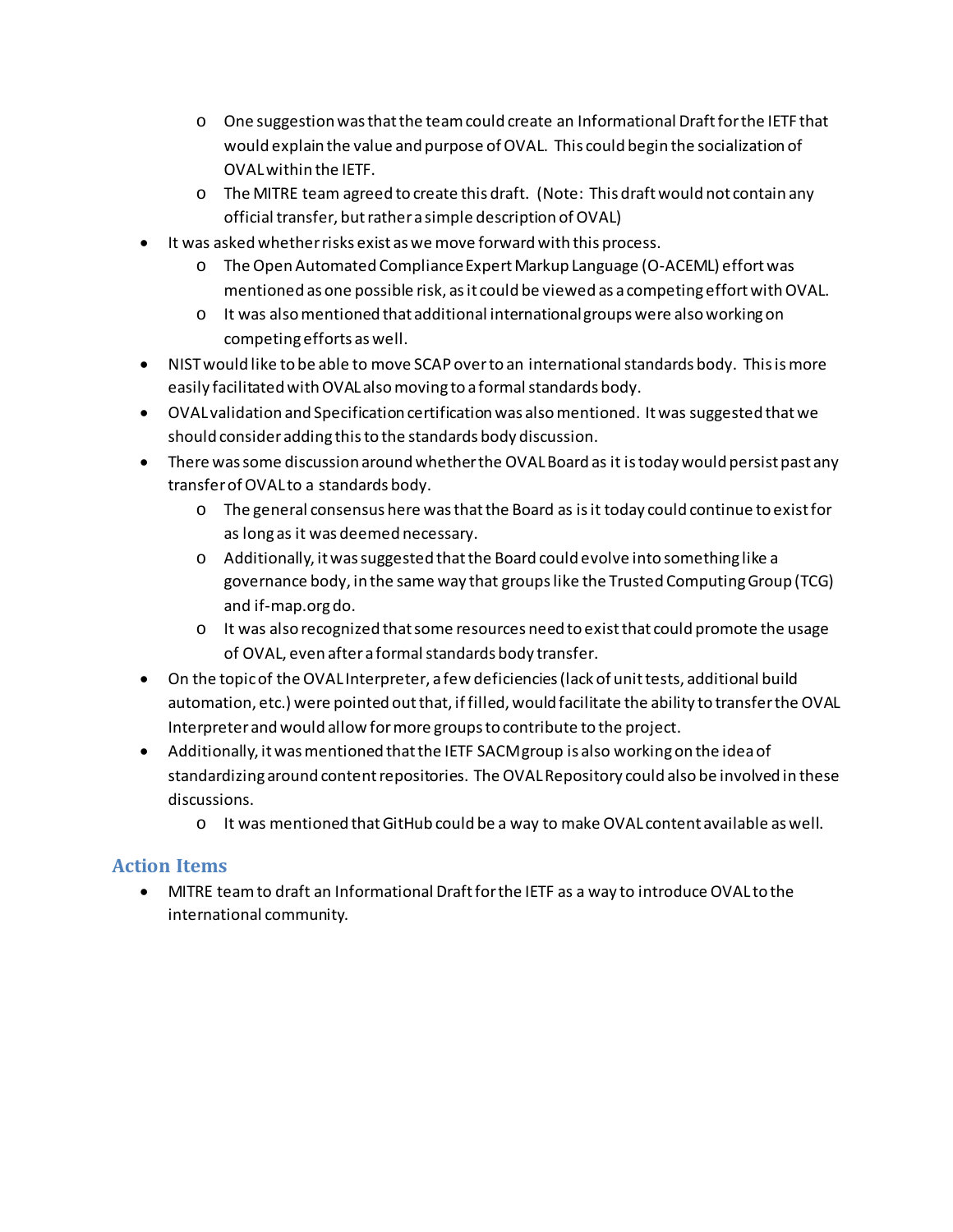- One suggestion was that the team could create an Informational Draft for the IETF that would explain the value and purpose of OVAL. This could begin the socialization of OVAL within the IETF.
  - The MITRE team agreed to create this draft. (Note: This draft would not contain any official transfer, but rather a simple description of OVAL)
- It was asked whether risks exist as we move forward with this process.
  - The Open Automated Compliance Expert Markup Language (O-ACEML) effort was mentioned as one possible risk, as it could be viewed as a competing effort with OVAL.
  - It was also mentioned that additional international groups were also working on competing efforts as well.
- NIST would like to be able to move SCAP over to an international standards body. This is more easily facilitated with OVAL also moving to a formal standards body.
- OVAL validation and Specification certification was also mentioned. It was suggested that we should consider adding this to the standards body discussion.
- There was some discussion around whether the OVAL Board as it is today would persist past any transfer of OVAL to a standards body.
  - The general consensus here was that the Board as is it today could continue to exist for as long as it was deemed necessary.
  - Additionally, it was suggested that the Board could evolve into something like a governance body, in the same way that groups like the Trusted Computing Group (TCG) and if-map.org do.
  - It was also recognized that some resources need to exist that could promote the usage of OVAL, even after a formal standards body transfer.
- On the topic of the OVAL Interpreter, a few deficiencies (lack of unit tests, additional build automation, etc.) were pointed out that, if filled, would facilitate the ability to transfer the OVAL Interpreter and would allow for more groups to contribute to the project.
- Additionally, it was mentioned that the IETF SACM group is also working on the idea of standardizing around content repositories. The OVAL Repository could also be involved in these discussions.
  - It was mentioned that GitHub could be a way to make OVAL content available as well.

## Action Items

- MITRE team to draft an Informational Draft for the IETF as a way to introduce OVAL to the international community.